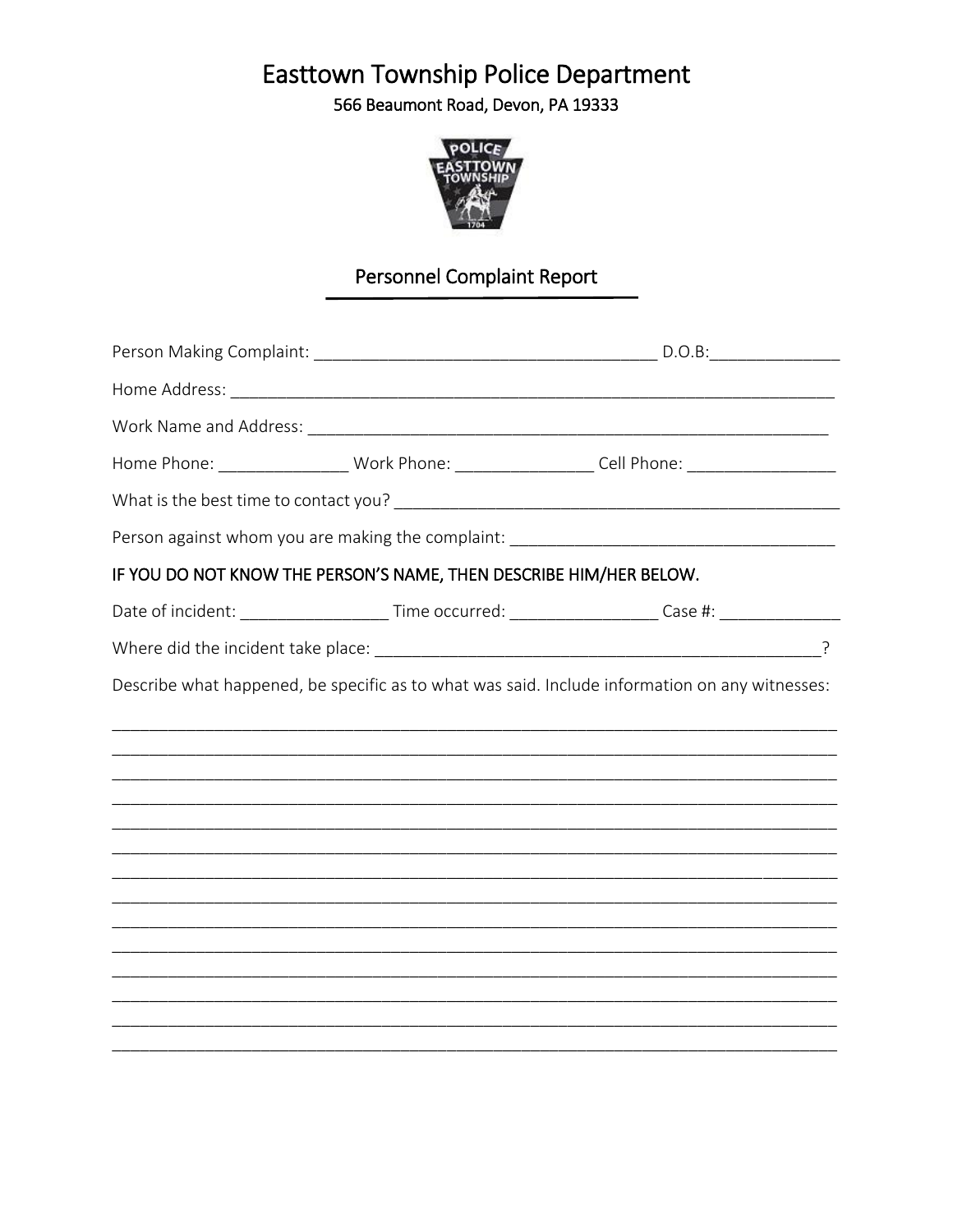# Easttown Township Police Department

566 Beaumont Road, Devon, PA 19333

## Personnel Complaint Report

Person Making Complaint: ______________________________________ D.O.B:______________

Home Address: ____________________________________________________________________

Work Name and Address: ___________________________________________________________

Home Phone: ______________ Work Phone: _______________ Cell Phone: ________________

What is the best time to contact you? _______________________________________________

Person against whom you are making the complaint: ____________________________________

**IF YOU DO NOT KNOW THE PERSON'S NAME, THEN DESCRIBE HIM/HER BELOW.**

Date of incident: ________________ Time occurred: ________________ Case #: _____________

Where did the incident take place: _______________________________________________?

Describe what happened, be specific as to what was said. Include information on any witnesses:

__________________________________________________________________________________
__________________________________________________________________________________
__________________________________________________________________________________
__________________________________________________________________________________
__________________________________________________________________________________
__________________________________________________________________________________
__________________________________________________________________________________
__________________________________________________________________________________
__________________________________________________________________________________
__________________________________________________________________________________
__________________________________________________________________________________
__________________________________________________________________________________
__________________________________________________________________________________
__________________________________________________________________________________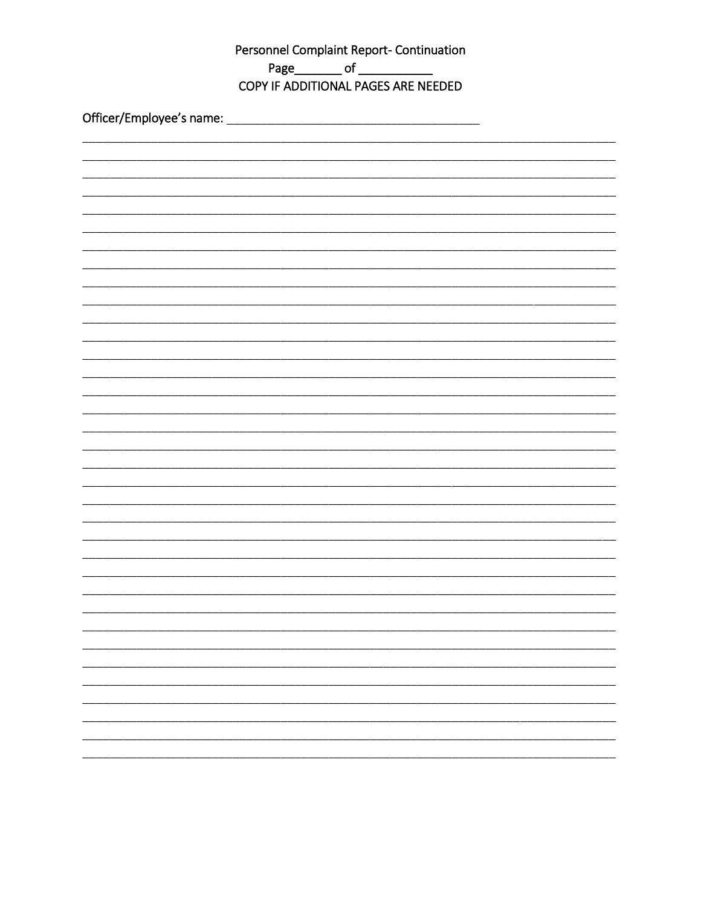Personnel Complaint Report- Continuation

Page_______ of ___________

COPY IF ADDITIONAL PAGES ARE NEEDED

Officer/Employee's name: ______________________________________

______________________________________________________________________________

______________________________________________________________________________

______________________________________________________________________________

______________________________________________________________________________

______________________________________________________________________________

______________________________________________________________________________

______________________________________________________________________________

______________________________________________________________________________

______________________________________________________________________________

______________________________________________________________________________

______________________________________________________________________________

______________________________________________________________________________

______________________________________________________________________________

______________________________________________________________________________

______________________________________________________________________________

______________________________________________________________________________

______________________________________________________________________________

______________________________________________________________________________

______________________________________________________________________________

______________________________________________________________________________

______________________________________________________________________________

______________________________________________________________________________

______________________________________________________________________________

______________________________________________________________________________

______________________________________________________________________________

______________________________________________________________________________

______________________________________________________________________________

______________________________________________________________________________

______________________________________________________________________________

______________________________________________________________________________

______________________________________________________________________________

______________________________________________________________________________

______________________________________________________________________________

______________________________________________________________________________

______________________________________________________________________________

______________________________________________________________________________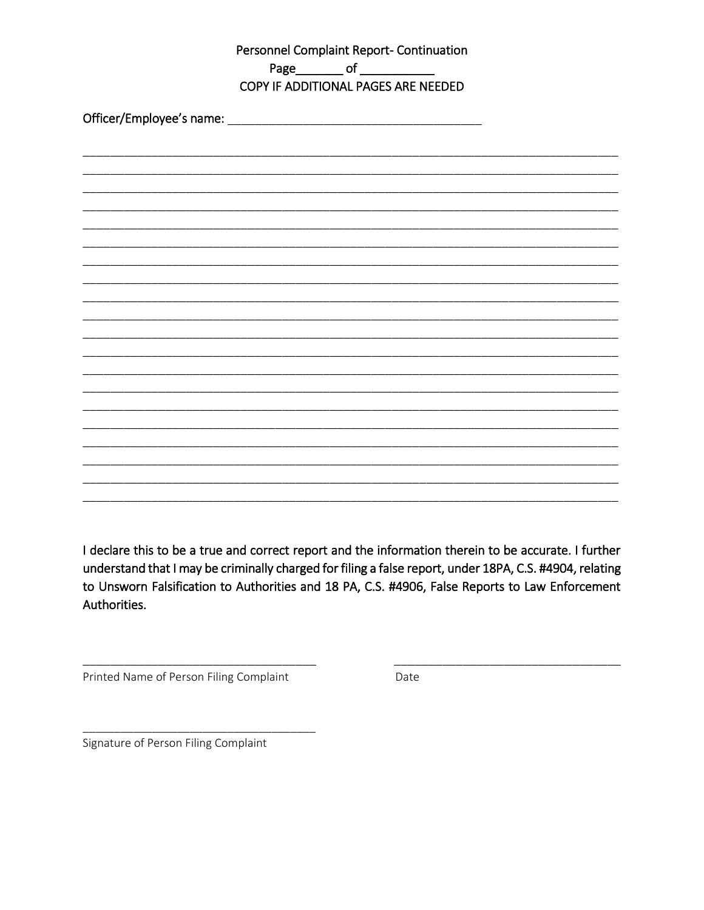Personnel Complaint Report- Continuation

Page_______ of ___________

COPY IF ADDITIONAL PAGES ARE NEEDED

Officer/Employee's name: _______________________________________

_____________________________________________________________________________________

_____________________________________________________________________________________

_____________________________________________________________________________________

_____________________________________________________________________________________

_____________________________________________________________________________________

_____________________________________________________________________________________

_____________________________________________________________________________________

_____________________________________________________________________________________

_____________________________________________________________________________________

_____________________________________________________________________________________

_____________________________________________________________________________________

_____________________________________________________________________________________

_____________________________________________________________________________________

_____________________________________________________________________________________

_____________________________________________________________________________________

_____________________________________________________________________________________

_____________________________________________________________________________________

_____________________________________________________________________________________

_____________________________________________________________________________________

_____________________________________________________________________________________

I declare this to be a true and correct report and the information therein to be accurate. I further understand that I may be criminally charged for filing a false report, under 18PA, C.S. #4904, relating to Unsworn Falsification to Authorities and 18 PA, C.S. #4906, False Reports to Law Enforcement Authorities.

_____________________________________ _____________________________________

Printed Name of Person Filing Complaint Date

_____________________________________

Signature of Person Filing Complaint